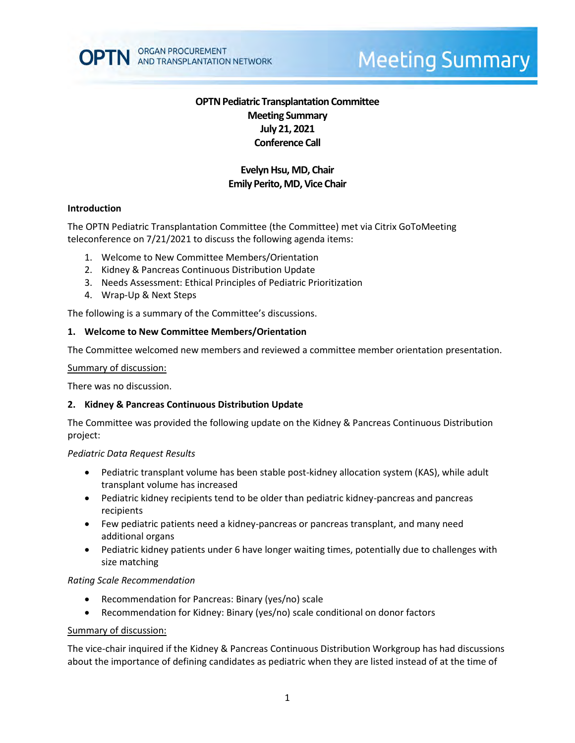# OPTN Pediatric Transplantation Committee
## Meeting Summary
## July 21, 2021
## Conference Call

**Evelyn Hsu, MD, Chair**
**Emily Perito, MD, Vice Chair**

### Introduction

The OPTN Pediatric Transplantation Committee (the Committee) met via Citrix GoToMeeting teleconference on 7/21/2021 to discuss the following agenda items:

1. Welcome to New Committee Members/Orientation
2. Kidney & Pancreas Continuous Distribution Update
3. Needs Assessment: Ethical Principles of Pediatric Prioritization
4. Wrap-Up & Next Steps

The following is a summary of the Committee's discussions.

### 1. Welcome to New Committee Members/Orientation

The Committee welcomed new members and reviewed a committee member orientation presentation.

Summary of discussion:

There was no discussion.

### 2. Kidney & Pancreas Continuous Distribution Update

The Committee was provided the following update on the Kidney & Pancreas Continuous Distribution project:

*Pediatric Data Request Results*

- Pediatric transplant volume has been stable post-kidney allocation system (KAS), while adult transplant volume has increased
- Pediatric kidney recipients tend to be older than pediatric kidney-pancreas and pancreas recipients
- Few pediatric patients need a kidney-pancreas or pancreas transplant, and many need additional organs
- Pediatric kidney patients under 6 have longer waiting times, potentially due to challenges with size matching

*Rating Scale Recommendation*

- Recommendation for Pancreas: Binary (yes/no) scale
- Recommendation for Kidney: Binary (yes/no) scale conditional on donor factors

Summary of discussion:

The vice-chair inquired if the Kidney & Pancreas Continuous Distribution Workgroup has had discussions about the importance of defining candidates as pediatric when they are listed instead of at the time of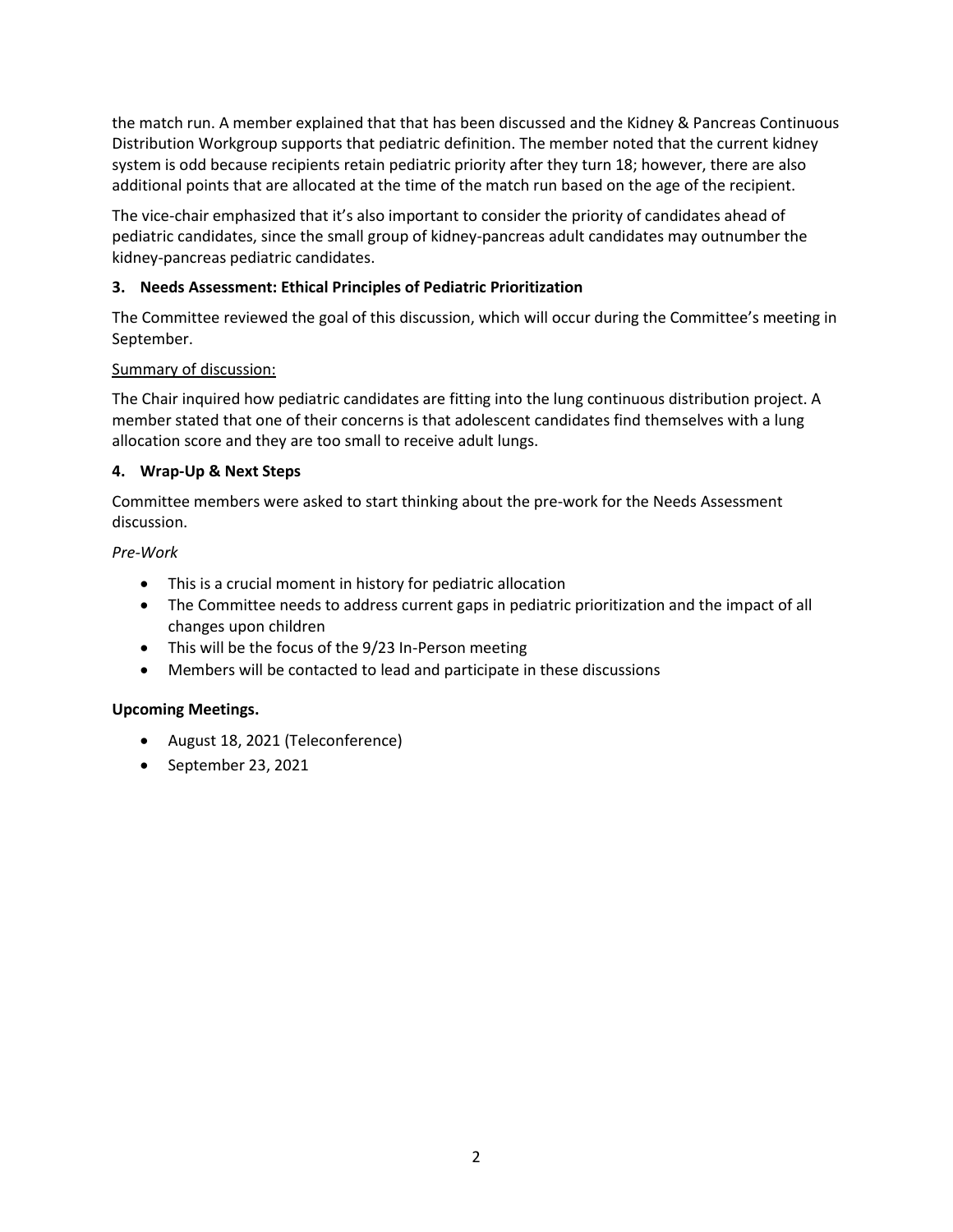the match run. A member explained that that has been discussed and the Kidney & Pancreas Continuous Distribution Workgroup supports that pediatric definition. The member noted that the current kidney system is odd because recipients retain pediatric priority after they turn 18; however, there are also additional points that are allocated at the time of the match run based on the age of the recipient.

The vice-chair emphasized that it's also important to consider the priority of candidates ahead of pediatric candidates, since the small group of kidney-pancreas adult candidates may outnumber the kidney-pancreas pediatric candidates.

### 3. Needs Assessment: Ethical Principles of Pediatric Prioritization

The Committee reviewed the goal of this discussion, which will occur during the Committee's meeting in September.

Summary of discussion:

The Chair inquired how pediatric candidates are fitting into the lung continuous distribution project. A member stated that one of their concerns is that adolescent candidates find themselves with a lung allocation score and they are too small to receive adult lungs.

### 4. Wrap-Up & Next Steps

Committee members were asked to start thinking about the pre-work for the Needs Assessment discussion.

*Pre-Work*

- This is a crucial moment in history for pediatric allocation
- The Committee needs to address current gaps in pediatric prioritization and the impact of all changes upon children
- This will be the focus of the 9/23 In-Person meeting
- Members will be contacted to lead and participate in these discussions

**Upcoming Meetings.**

- August 18, 2021 (Teleconference)
- September 23, 2021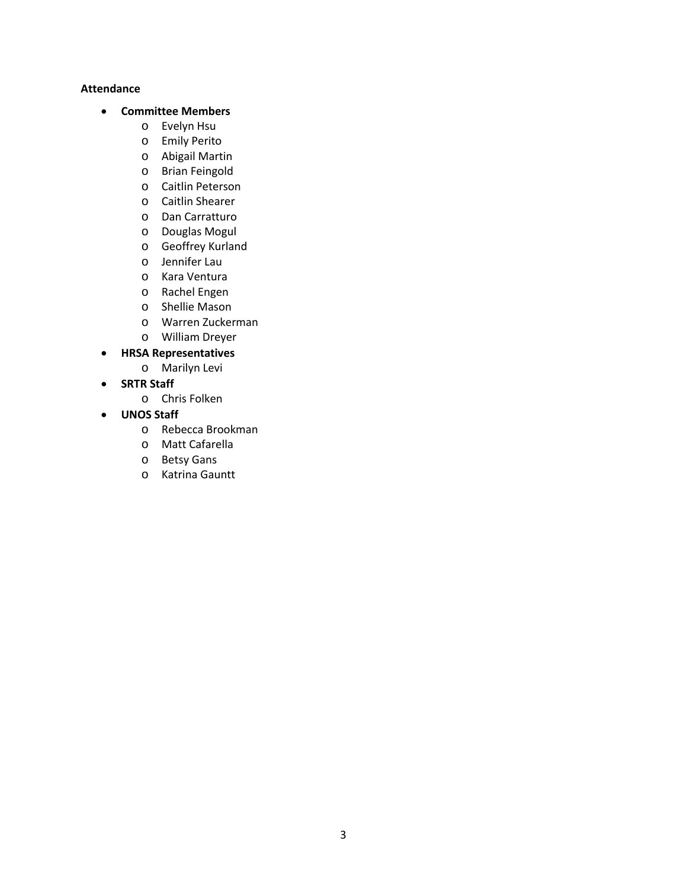**Attendance**

- **Committee Members**
  - Evelyn Hsu
  - Emily Perito
  - Abigail Martin
  - Brian Feingold
  - Caitlin Peterson
  - Caitlin Shearer
  - Dan Carratturo
  - Douglas Mogul
  - Geoffrey Kurland
  - Jennifer Lau
  - Kara Ventura
  - Rachel Engen
  - Shellie Mason
  - Warren Zuckerman
  - William Dreyer
- **HRSA Representatives**
  - Marilyn Levi
- **SRTR Staff**
  - Chris Folken
- **UNOS Staff**
  - Rebecca Brookman
  - Matt Cafarella
  - Betsy Gans
  - Katrina Gauntt